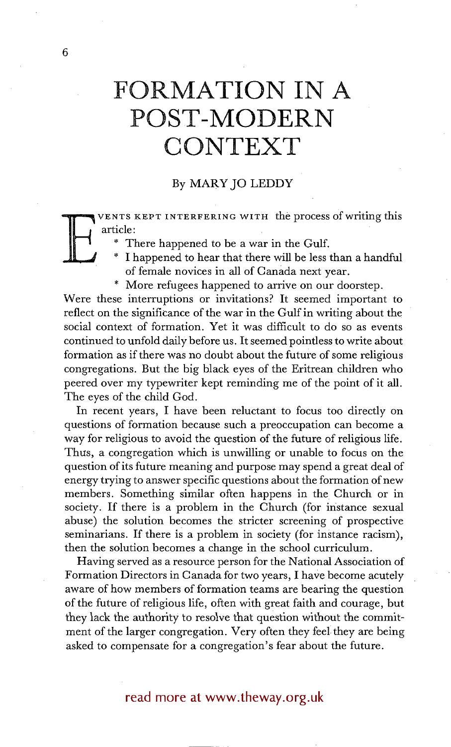# FORMATION IN A POST-MODERN CONTEXT

By MARY JO LEDDY

EVENTS KEPT INTERFERING WITH the process of writing this article:

* There happened to be a war in the Gulf.
* I happened to hear that there will be less than a handful of female novices in all of Canada next year.
* More refugees happened to arrive on our doorstep.

Were these interruptions or invitations? It seemed important to reflect on the significance of the war in the Gulf in writing about the social context of formation. Yet it was difficult to do so as events continued to unfold daily before us. It seemed pointless to write about formation as if there was no doubt about the future of some religious congregations. But the big black eyes of the Eritrean children who peered over my typewriter kept reminding me of the point of it all. The eyes of the child God.

In recent years, I have been reluctant to focus too directly on questions of formation because such a preoccupation can become a way for religious to avoid the question of the future of religious life. Thus, a congregation which is unwilling or unable to focus on the question of its future meaning and purpose may spend a great deal of energy trying to answer specific questions about the formation of new members. Something similar often happens in the Church or in society. If there is a problem in the Church (for instance sexual abuse) the solution becomes the stricter screening of prospective seminarians. If there is a problem in society (for instance racism), then the solution becomes a change in the school curriculum.

Having served as a resource person for the National Association of Formation Directors in Canada for two years, I have become acutely aware of how members of formation teams are bearing the question of the future of religious life, often with great faith and courage, but they lack the authority to resolve that question without the commitment of the larger congregation. Very often they feel they are being asked to compensate for a congregation's fear about the future.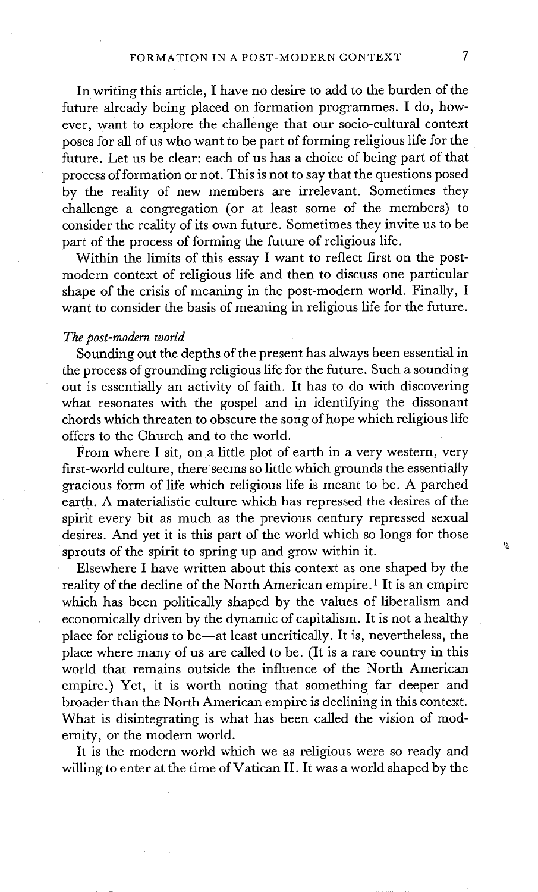In writing this article, I have no desire to add to the burden of the future already being placed on formation programmes. I do, however, want to explore the challenge that our socio-cultural context poses for all of us who want to be part of forming religious life for the future. Let us be clear: each of us has a choice of being part of that process of formation or not. This is not to say that the questions posed by the reality of new members are irrelevant. Sometimes they challenge a congregation (or at least some of the members) to consider the reality of its own future. Sometimes they invite us to be part of the process of forming the future of religious life.

Within the limits of this essay I want to reflect first on the post-modern context of religious life and then to discuss one particular shape of the crisis of meaning in the post-modern world. Finally, I want to consider the basis of meaning in religious life for the future.

*The post-modern world*

Sounding out the depths of the present has always been essential in the process of grounding religious life for the future. Such a sounding out is essentially an activity of faith. It has to do with discovering what resonates with the gospel and in identifying the dissonant chords which threaten to obscure the song of hope which religious life offers to the Church and to the world.

From where I sit, on a little plot of earth in a very western, very first-world culture, there seems so little which grounds the essentially gracious form of life which religious life is meant to be. A parched earth. A materialistic culture which has repressed the desires of the spirit every bit as much as the previous century repressed sexual desires. And yet it is this part of the world which so longs for those sprouts of the spirit to spring up and grow within it.

Elsewhere I have written about this context as one shaped by the reality of the decline of the North American empire.[1] It is an empire which has been politically shaped by the values of liberalism and economically driven by the dynamic of capitalism. It is not a healthy place for religious to be—at least uncritically. It is, nevertheless, the place where many of us are called to be. (It is a rare country in this world that remains outside the influence of the North American empire.) Yet, it is worth noting that something far deeper and broader than the North American empire is declining in this context. What is disintegrating is what has been called the vision of modernity, or the modern world.

It is the modern world which we as religious were so ready and willing to enter at the time of Vatican II. It was a world shaped by the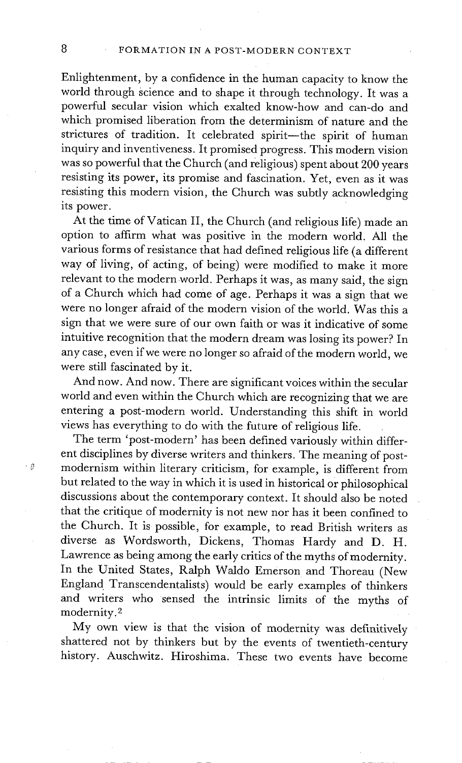Enlightenment, by a confidence in the human capacity to know the world through science and to shape it through technology. It was a powerful secular vision which exalted know-how and can-do and which promised liberation from the determinism of nature and the strictures of tradition. It celebrated spirit—the spirit of human inquiry and inventiveness. It promised progress. This modern vision was so powerful that the Church (and religious) spent about 200 years resisting its power, its promise and fascination. Yet, even as it was resisting this modern vision, the Church was subtly acknowledging its power.

At the time of Vatican II, the Church (and religious life) made an option to affirm what was positive in the modern world. All the various forms of resistance that had defined religious life (a different way of living, of acting, of being) were modified to make it more relevant to the modern world. Perhaps it was, as many said, the sign of a Church which had come of age. Perhaps it was a sign that we were no longer afraid of the modern vision of the world. Was this a sign that we were sure of our own faith or was it indicative of some intuitive recognition that the modern dream was losing its power? In any case, even if we were no longer so afraid of the modern world, we were still fascinated by it.

And now. And now. There are significant voices within the secular world and even within the Church which are recognizing that we are entering a post-modern world. Understanding this shift in world views has everything to do with the future of religious life.

The term 'post-modern' has been defined variously within different disciplines by diverse writers and thinkers. The meaning of post-modernism within literary criticism, for example, is different from but related to the way in which it is used in historical or philosophical discussions about the contemporary context. It should also be noted that the critique of modernity is not new nor has it been confined to the Church. It is possible, for example, to read British writers as diverse as Wordsworth, Dickens, Thomas Hardy and D. H. Lawrence as being among the early critics of the myths of modernity. In the United States, Ralph Waldo Emerson and Thoreau (New England Transcendentalists) would be early examples of thinkers and writers who sensed the intrinsic limits of the myths of modernity.[2]

My own view is that the vision of modernity was definitively shattered not by thinkers but by the events of twentieth-century history. Auschwitz. Hiroshima. These two events have become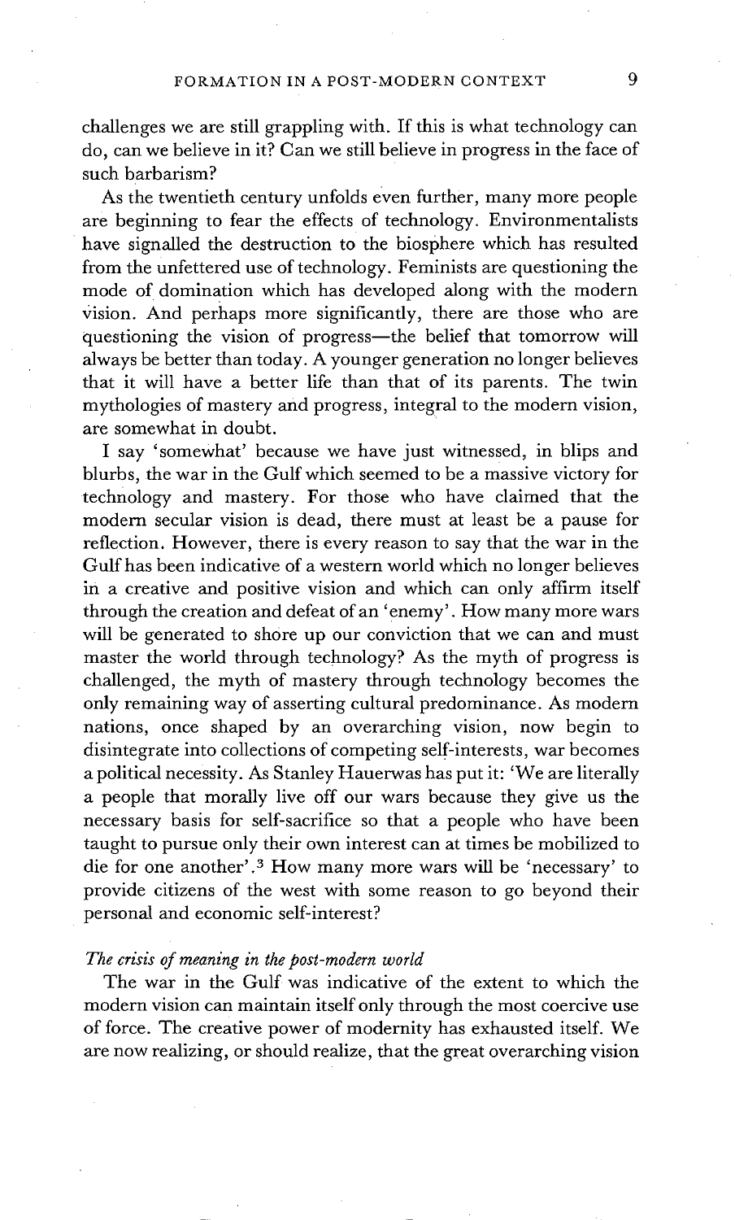challenges we are still grappling with. If this is what technology can do, can we believe in it? Can we still believe in progress in the face of such barbarism?

As the twentieth century unfolds even further, many more people are beginning to fear the effects of technology. Environmentalists have signalled the destruction to the biosphere which has resulted from the unfettered use of technology. Feminists are questioning the mode of domination which has developed along with the modern vision. And perhaps more significantly, there are those who are questioning the vision of progress—the belief that tomorrow will always be better than today. A younger generation no longer believes that it will have a better life than that of its parents. The twin mythologies of mastery and progress, integral to the modern vision, are somewhat in doubt.

I say 'somewhat' because we have just witnessed, in blips and blurbs, the war in the Gulf which seemed to be a massive victory for technology and mastery. For those who have claimed that the modern secular vision is dead, there must at least be a pause for reflection. However, there is every reason to say that the war in the Gulf has been indicative of a western world which no longer believes in a creative and positive vision and which can only affirm itself through the creation and defeat of an 'enemy'. How many more wars will be generated to shore up our conviction that we can and must master the world through technology? As the myth of progress is challenged, the myth of mastery through technology becomes the only remaining way of asserting cultural predominance. As modern nations, once shaped by an overarching vision, now begin to disintegrate into collections of competing self-interests, war becomes a political necessity. As Stanley Hauerwas has put it: 'We are literally a people that morally live off our wars because they give us the necessary basis for self-sacrifice so that a people who have been taught to pursue only their own interest can at times be mobilized to die for one another'.[3] How many more wars will be 'necessary' to provide citizens of the west with some reason to go beyond their personal and economic self-interest?

*The crisis of meaning in the post-modern world*

The war in the Gulf was indicative of the extent to which the modern vision can maintain itself only through the most coercive use of force. The creative power of modernity has exhausted itself. We are now realizing, or should realize, that the great overarching vision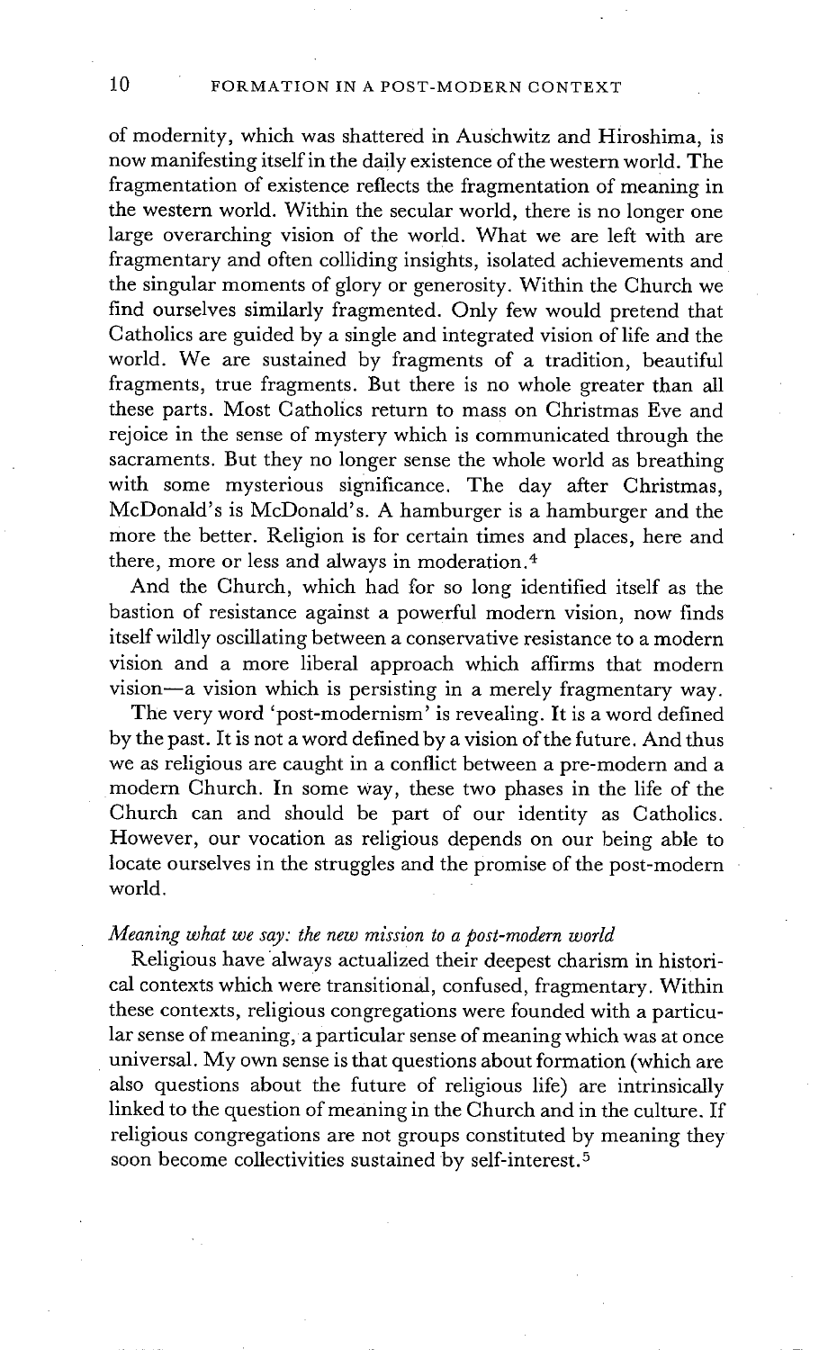of modernity, which was shattered in Auschwitz and Hiroshima, is now manifesting itself in the daily existence of the western world. The fragmentation of existence reflects the fragmentation of meaning in the western world. Within the secular world, there is no longer one large overarching vision of the world. What we are left with are fragmentary and often colliding insights, isolated achievements and the singular moments of glory or generosity. Within the Church we find ourselves similarly fragmented. Only few would pretend that Catholics are guided by a single and integrated vision of life and the world. We are sustained by fragments of a tradition, beautiful fragments, true fragments. But there is no whole greater than all these parts. Most Catholics return to mass on Christmas Eve and rejoice in the sense of mystery which is communicated through the sacraments. But they no longer sense the whole world as breathing with some mysterious significance. The day after Christmas, McDonald's is McDonald's. A hamburger is a hamburger and the more the better. Religion is for certain times and places, here and there, more or less and always in moderation.[4]

And the Church, which had for so long identified itself as the bastion of resistance against a powerful modern vision, now finds itself wildly oscillating between a conservative resistance to a modern vision and a more liberal approach which affirms that modern vision—a vision which is persisting in a merely fragmentary way.

The very word 'post-modernism' is revealing. It is a word defined by the past. It is not a word defined by a vision of the future. And thus we as religious are caught in a conflict between a pre-modern and a modern Church. In some way, these two phases in the life of the Church can and should be part of our identity as Catholics. However, our vocation as religious depends on our being able to locate ourselves in the struggles and the promise of the post-modern world.

*Meaning what we say: the new mission to a post-modern world*

Religious have always actualized their deepest charism in historical contexts which were transitional, confused, fragmentary. Within these contexts, religious congregations were founded with a particular sense of meaning, a particular sense of meaning which was at once universal. My own sense is that questions about formation (which are also questions about the future of religious life) are intrinsically linked to the question of meaning in the Church and in the culture. If religious congregations are not groups constituted by meaning they soon become collectivities sustained by self-interest.[5]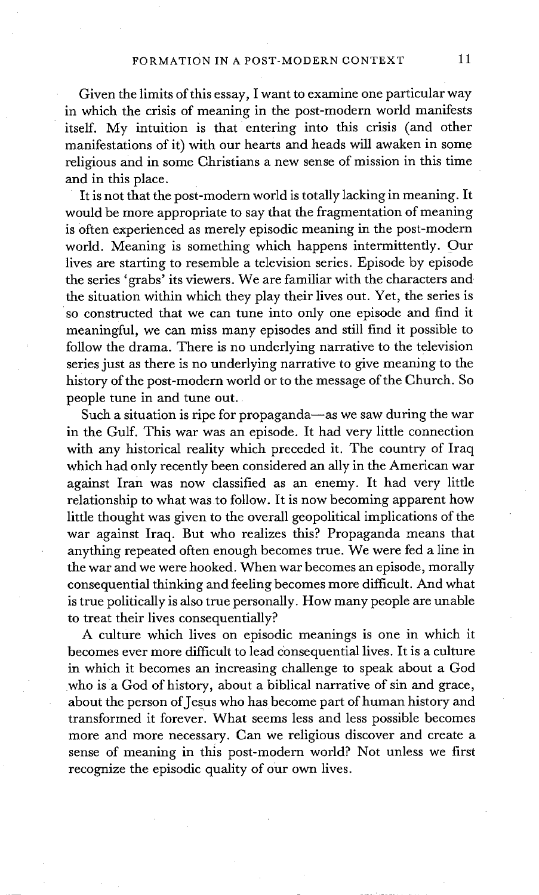Given the limits of this essay, I want to examine one particular way in which the crisis of meaning in the post-modern world manifests itself. My intuition is that entering into this crisis (and other manifestations of it) with our hearts and heads will awaken in some religious and in some Christians a new sense of mission in this time and in this place.

It is not that the post-modern world is totally lacking in meaning. It would be more appropriate to say that the fragmentation of meaning is often experienced as merely episodic meaning in the post-modern world. Meaning is something which happens intermittently. Our lives are starting to resemble a television series. Episode by episode the series 'grabs' its viewers. We are familiar with the characters and the situation within which they play their lives out. Yet, the series is so constructed that we can tune into only one episode and find it meaningful, we can miss many episodes and still find it possible to follow the drama. There is no underlying narrative to the television series just as there is no underlying narrative to give meaning to the history of the post-modern world or to the message of the Church. So people tune in and tune out.

Such a situation is ripe for propaganda—as we saw during the war in the Gulf. This war was an episode. It had very little connection with any historical reality which preceded it. The country of Iraq which had only recently been considered an ally in the American war against Iran was now classified as an enemy. It had very little relationship to what was to follow. It is now becoming apparent how little thought was given to the overall geopolitical implications of the war against Iraq. But who realizes this? Propaganda means that anything repeated often enough becomes true. We were fed a line in the war and we were hooked. When war becomes an episode, morally consequential thinking and feeling becomes more difficult. And what is true politically is also true personally. How many people are unable to treat their lives consequentially?

A culture which lives on episodic meanings is one in which it becomes ever more difficult to lead consequential lives. It is a culture in which it becomes an increasing challenge to speak about a God who is a God of history, about a biblical narrative of sin and grace, about the person of Jesus who has become part of human history and transformed it forever. What seems less and less possible becomes more and more necessary. Can we religious discover and create a sense of meaning in this post-modern world? Not unless we first recognize the episodic quality of our own lives.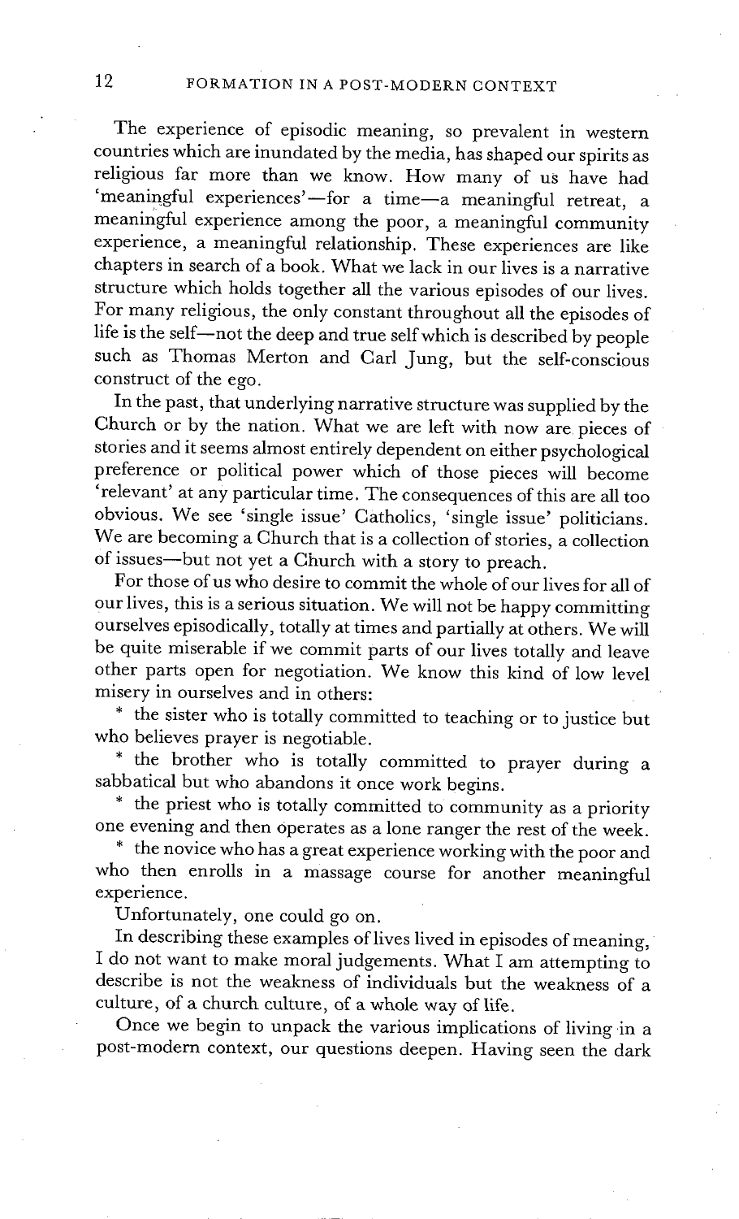The experience of episodic meaning, so prevalent in western countries which are inundated by the media, has shaped our spirits as religious far more than we know. How many of us have had 'meaningful experiences'—for a time—a meaningful retreat, a meaningful experience among the poor, a meaningful community experience, a meaningful relationship. These experiences are like chapters in search of a book. What we lack in our lives is a narrative structure which holds together all the various episodes of our lives. For many religious, the only constant throughout all the episodes of life is the self—not the deep and true self which is described by people such as Thomas Merton and Carl Jung, but the self-conscious construct of the ego.

In the past, that underlying narrative structure was supplied by the Church or by the nation. What we are left with now are pieces of stories and it seems almost entirely dependent on either psychological preference or political power which of those pieces will become 'relevant' at any particular time. The consequences of this are all too obvious. We see 'single issue' Catholics, 'single issue' politicians. We are becoming a Church that is a collection of stories, a collection of issues—but not yet a Church with a story to preach.

For those of us who desire to commit the whole of our lives for all of our lives, this is a serious situation. We will not be happy committing ourselves episodically, totally at times and partially at others. We will be quite miserable if we commit parts of our lives totally and leave other parts open for negotiation. We know this kind of low level misery in ourselves and in others:

* the sister who is totally committed to teaching or to justice but who believes prayer is negotiable.
* the brother who is totally committed to prayer during a sabbatical but who abandons it once work begins.
* the priest who is totally committed to community as a priority one evening and then operates as a lone ranger the rest of the week.
* the novice who has a great experience working with the poor and who then enrolls in a massage course for another meaningful experience.

Unfortunately, one could go on.

In describing these examples of lives lived in episodes of meaning, I do not want to make moral judgements. What I am attempting to describe is not the weakness of individuals but the weakness of a culture, of a church culture, of a whole way of life.

Once we begin to unpack the various implications of living in a post-modern context, our questions deepen. Having seen the dark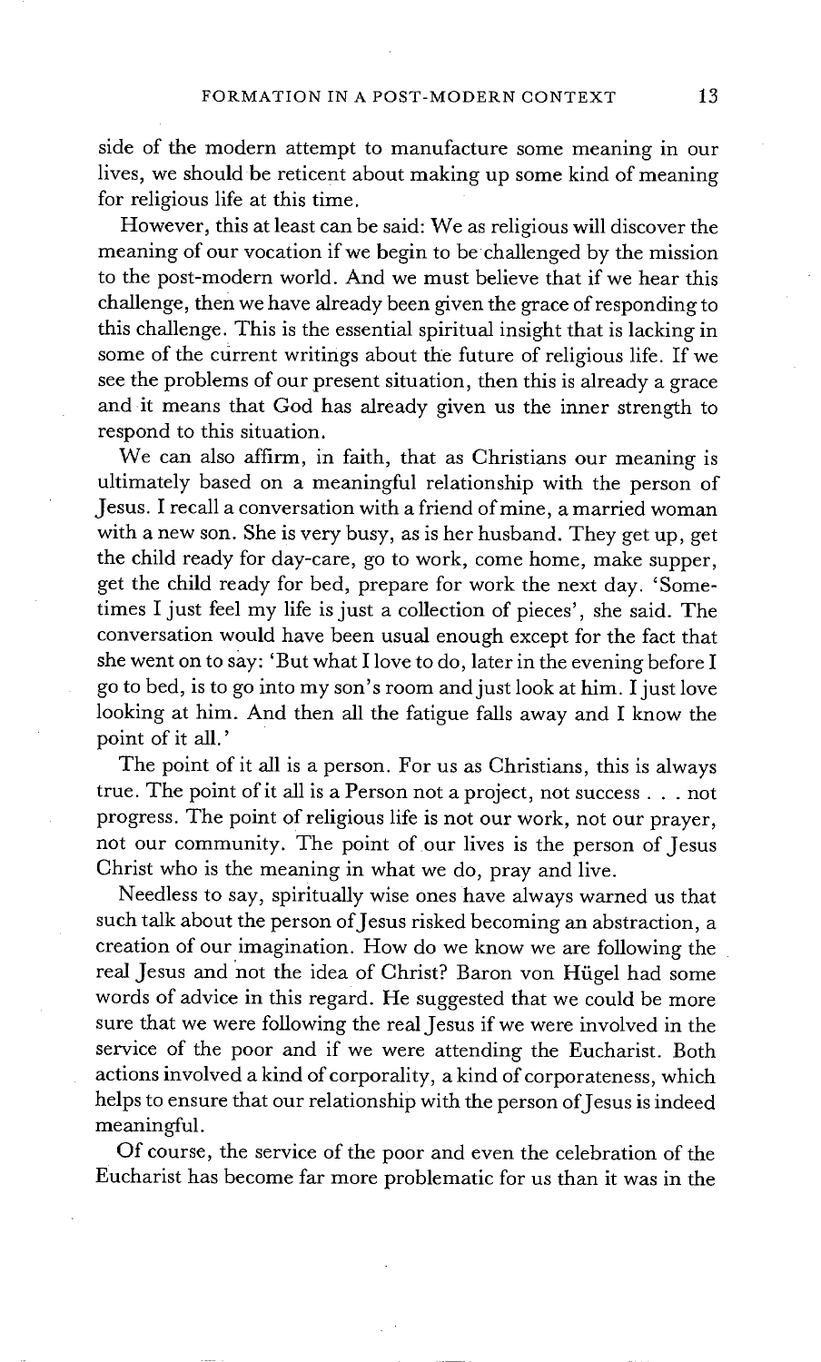side of the modern attempt to manufacture some meaning in our lives, we should be reticent about making up some kind of meaning for religious life at this time.

However, this at least can be said: We as religious will discover the meaning of our vocation if we begin to be challenged by the mission to the post-modern world. And we must believe that if we hear this challenge, then we have already been given the grace of responding to this challenge. This is the essential spiritual insight that is lacking in some of the current writings about the future of religious life. If we see the problems of our present situation, then this is already a grace and it means that God has already given us the inner strength to respond to this situation.

We can also affirm, in faith, that as Christians our meaning is ultimately based on a meaningful relationship with the person of Jesus. I recall a conversation with a friend of mine, a married woman with a new son. She is very busy, as is her husband. They get up, get the child ready for day-care, go to work, come home, make supper, get the child ready for bed, prepare for work the next day. 'Sometimes I just feel my life is just a collection of pieces', she said. The conversation would have been usual enough except for the fact that she went on to say: 'But what I love to do, later in the evening before I go to bed, is to go into my son's room and just look at him. I just love looking at him. And then all the fatigue falls away and I know the point of it all.'

The point of it all is a person. For us as Christians, this is always true. The point of it all is a Person not a project, not success . . . not progress. The point of religious life is not our work, not our prayer, not our community. The point of our lives is the person of Jesus Christ who is the meaning in what we do, pray and live.

Needless to say, spiritually wise ones have always warned us that such talk about the person of Jesus risked becoming an abstraction, a creation of our imagination. How do we know we are following the real Jesus and not the idea of Christ? Baron von Hügel had some words of advice in this regard. He suggested that we could be more sure that we were following the real Jesus if we were involved in the service of the poor and if we were attending the Eucharist. Both actions involved a kind of corporality, a kind of corporateness, which helps to ensure that our relationship with the person of Jesus is indeed meaningful.

Of course, the service of the poor and even the celebration of the Eucharist has become far more problematic for us than it was in the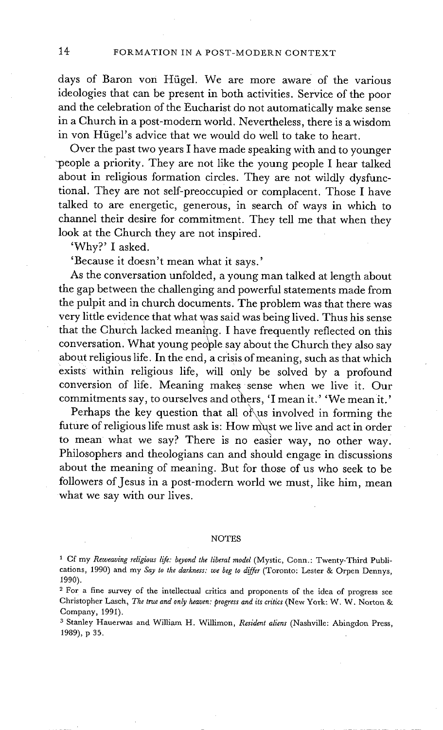days of Baron von Hügel. We are more aware of the various ideologies that can be present in both activities. Service of the poor and the celebration of the Eucharist do not automatically make sense in a Church in a post-modern world. Nevertheless, there is a wisdom in von Hügel's advice that we would do well to take to heart.

Over the past two years I have made speaking with and to younger people a priority. They are not like the young people I hear talked about in religious formation circles. They are not wildly dysfunctional. They are not self-preoccupied or complacent. Those I have talked to are energetic, generous, in search of ways in which to channel their desire for commitment. They tell me that when they look at the Church they are not inspired.

'Why?' I asked.

'Because it doesn't mean what it says.'

As the conversation unfolded, a young man talked at length about the gap between the challenging and powerful statements made from the pulpit and in church documents. The problem was that there was very little evidence that what was said was being lived. Thus his sense that the Church lacked meaning. I have frequently reflected on this conversation. What young people say about the Church they also say about religious life. In the end, a crisis of meaning, such as that which exists within religious life, will only be solved by a profound conversion of life. Meaning makes sense when we live it. Our commitments say, to ourselves and others, 'I mean it.' 'We mean it.'

Perhaps the key question that all of us involved in forming the future of religious life must ask is: How must we live and act in order to mean what we say? There is no easier way, no other way. Philosophers and theologians can and should engage in discussions about the meaning of meaning. But for those of us who seek to be followers of Jesus in a post-modern world we must, like him, mean what we say with our lives.

## NOTES

[1] Cf my *Reweaving religious life: beyond the liberal model* (Mystic, Conn.: Twenty-Third Publications, 1990) and my *Say to the darkness: we beg to differ* (Toronto: Lester & Orpen Dennys, 1990).

[2] For a fine survey of the intellectual critics and proponents of the idea of progress see Christopher Lasch, *The true and only heaven: progress and its critics* (New York: W. W. Norton & Company, 1991).

[3] Stanley Hauerwas and William H. Willimon, *Resident aliens* (Nashville: Abingdon Press, 1989), p 35.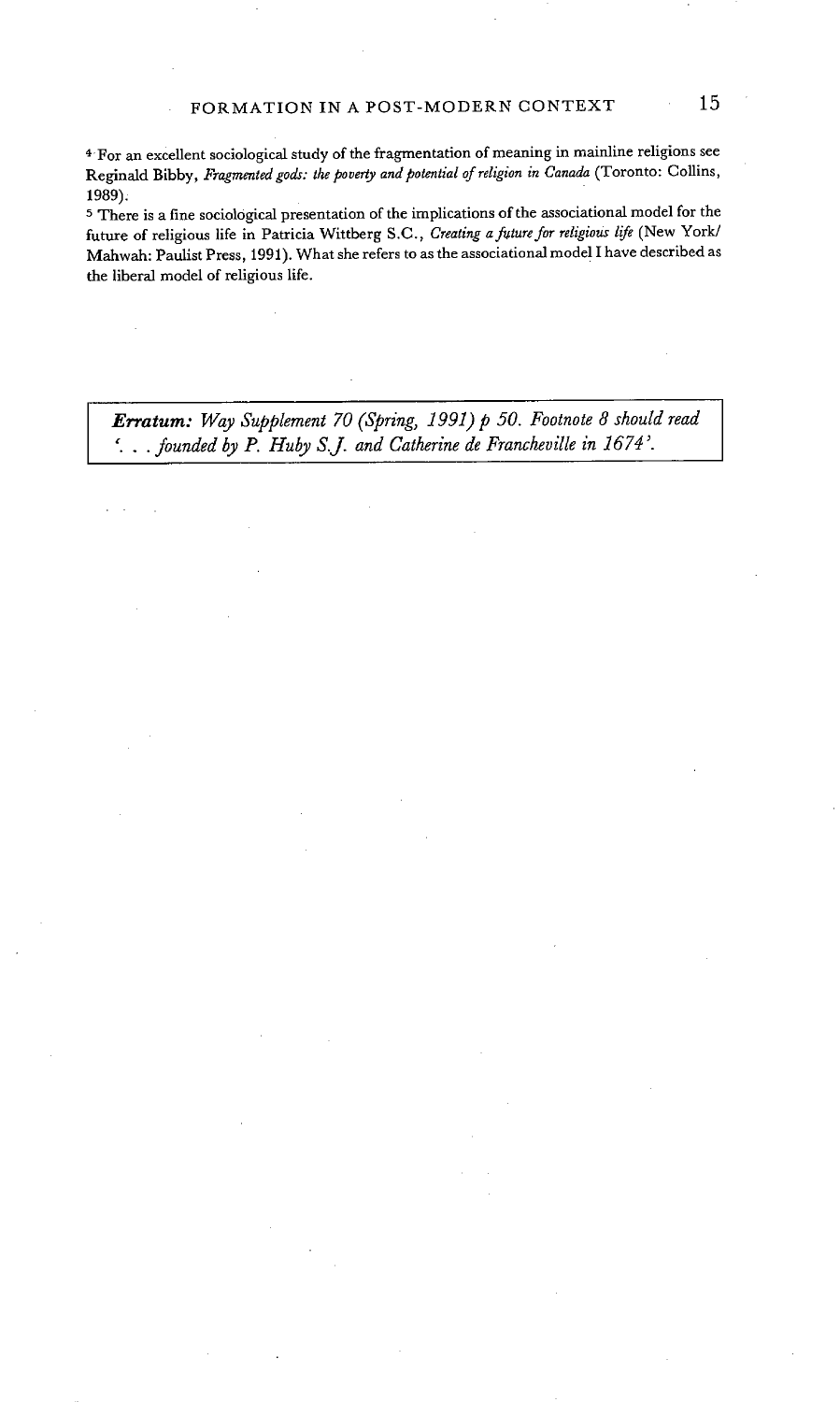[4] For an excellent sociological study of the fragmentation of meaning in mainline religions see Reginald Bibby, *Fragmented gods: the poverty and potential of religion in Canada* (Toronto: Collins, 1989).

[5] There is a fine sociological presentation of the implications of the associational model for the future of religious life in Patricia Wittberg S.C., *Creating a future for religious life* (New York/ Mahwah: Paulist Press, 1991). What she refers to as the associational model I have described as the liberal model of religious life.

***Erratum:*** *Way Supplement 70 (Spring, 1991) p 50. Footnote 8 should read '. . . founded by P. Huby S.J. and Catherine de Francheville in 1674'.*